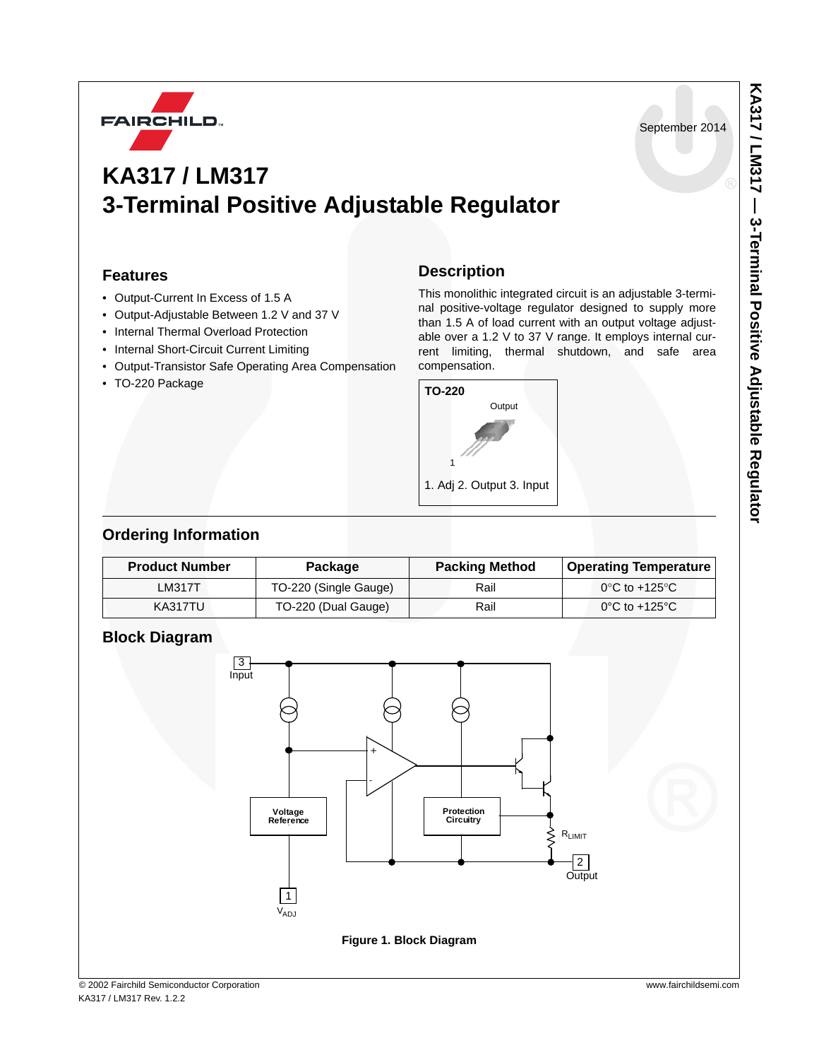September 2014

# KA317 / LM317
# 3-Terminal Positive Adjustable Regulator

## Features

- Output-Current In Excess of 1.5 A
- Output-Adjustable Between 1.2 V and 37 V
- Internal Thermal Overload Protection
- Internal Short-Circuit Current Limiting
- Output-Transistor Safe Operating Area Compensation
- TO-220 Package

## Description

This monolithic integrated circuit is an adjustable 3-terminal positive-voltage regulator designed to supply more than 1.5 A of load current with an output voltage adjustable over a 1.2 V to 37 V range. It employs internal current limiting, thermal shutdown, and safe area compensation.

**TO-220**

Output

1

1. Adj 2. Output 3. Input

## Ordering Information

| Product Number | Package | Packing Method | Operating Temperature |
|---|---|---|---|
| LM317T | TO-220 (Single Gauge) | Rail | 0°C to +125°C |
| KA317TU | TO-220 (Dual Gauge) | Rail | 0°C to +125°C |

## Block Diagram

3 Input

Voltage Reference

Protection Circuitry

$R_{LIMIT}$

2 Output

1 $V_{ADJ}$

**Figure 1. Block Diagram**

© 2002 Fairchild Semiconductor Corporation
KA317 / LM317 Rev. 1.2.2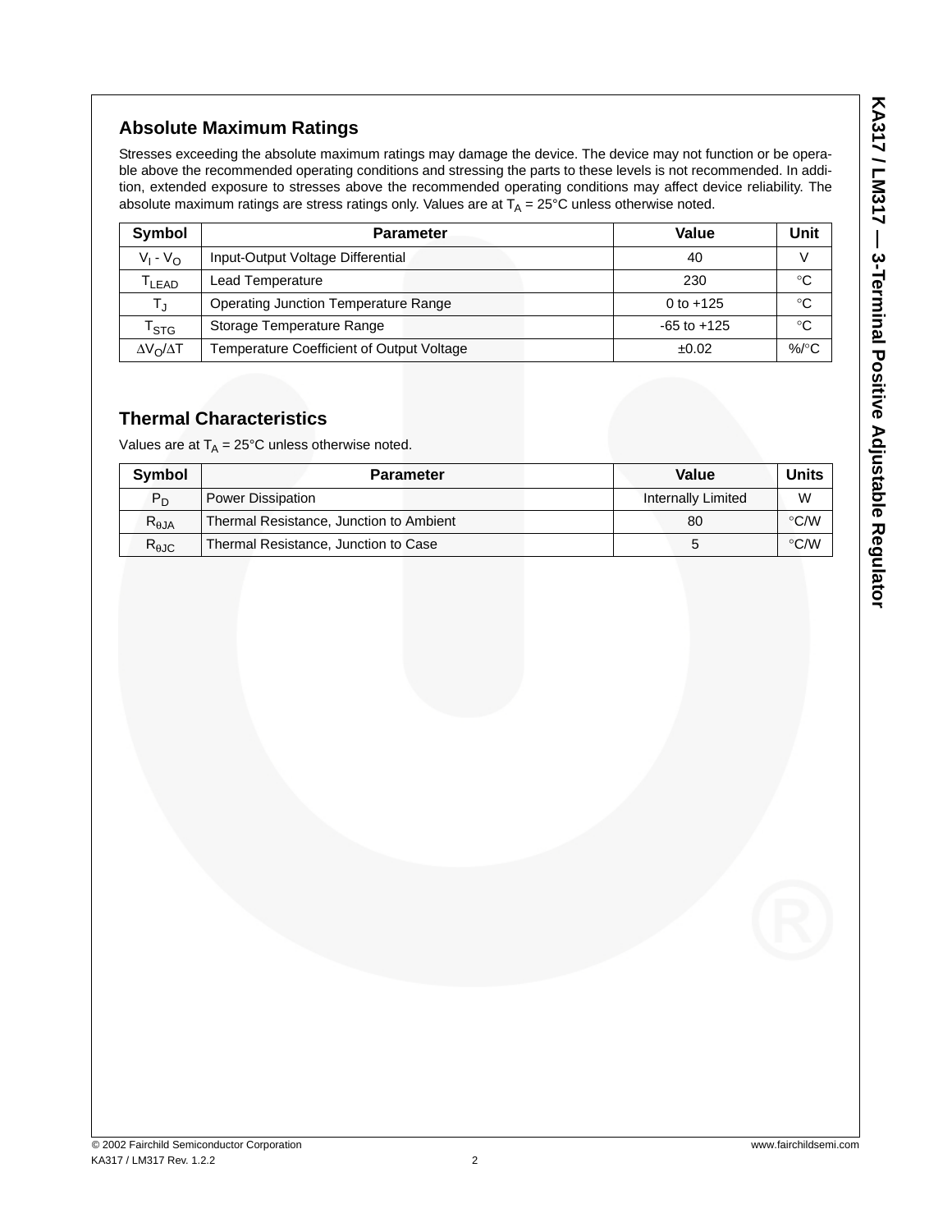## Absolute Maximum Ratings

Stresses exceeding the absolute maximum ratings may damage the device. The device may not function or be operable above the recommended operating conditions and stressing the parts to these levels is not recommended. In addition, extended exposure to stresses above the recommended operating conditions may affect device reliability. The absolute maximum ratings are stress ratings only. Values are at $T_A$ = 25°C unless otherwise noted.

| Symbol | Parameter | Value | Unit |
|---|---|---|---|
| $V_I - V_O$ | Input-Output Voltage Differential | 40 | V |
| $T_{LEAD}$ | Lead Temperature | 230 | °C |
| $T_J$ | Operating Junction Temperature Range | 0 to +125 | °C |
| $T_{STG}$ | Storage Temperature Range | -65 to +125 | °C |
| $\Delta V_O/\Delta T$ | Temperature Coefficient of Output Voltage | ±0.02 | %/°C |

## Thermal Characteristics

Values are at $T_A$ = 25°C unless otherwise noted.

| Symbol | Parameter | Value | Units |
|---|---|---|---|
| $P_D$ | Power Dissipation | Internally Limited | W |
| $R_{\theta JA}$ | Thermal Resistance, Junction to Ambient | 80 | °C/W |
| $R_{\theta JC}$ | Thermal Resistance, Junction to Case | 5 | °C/W |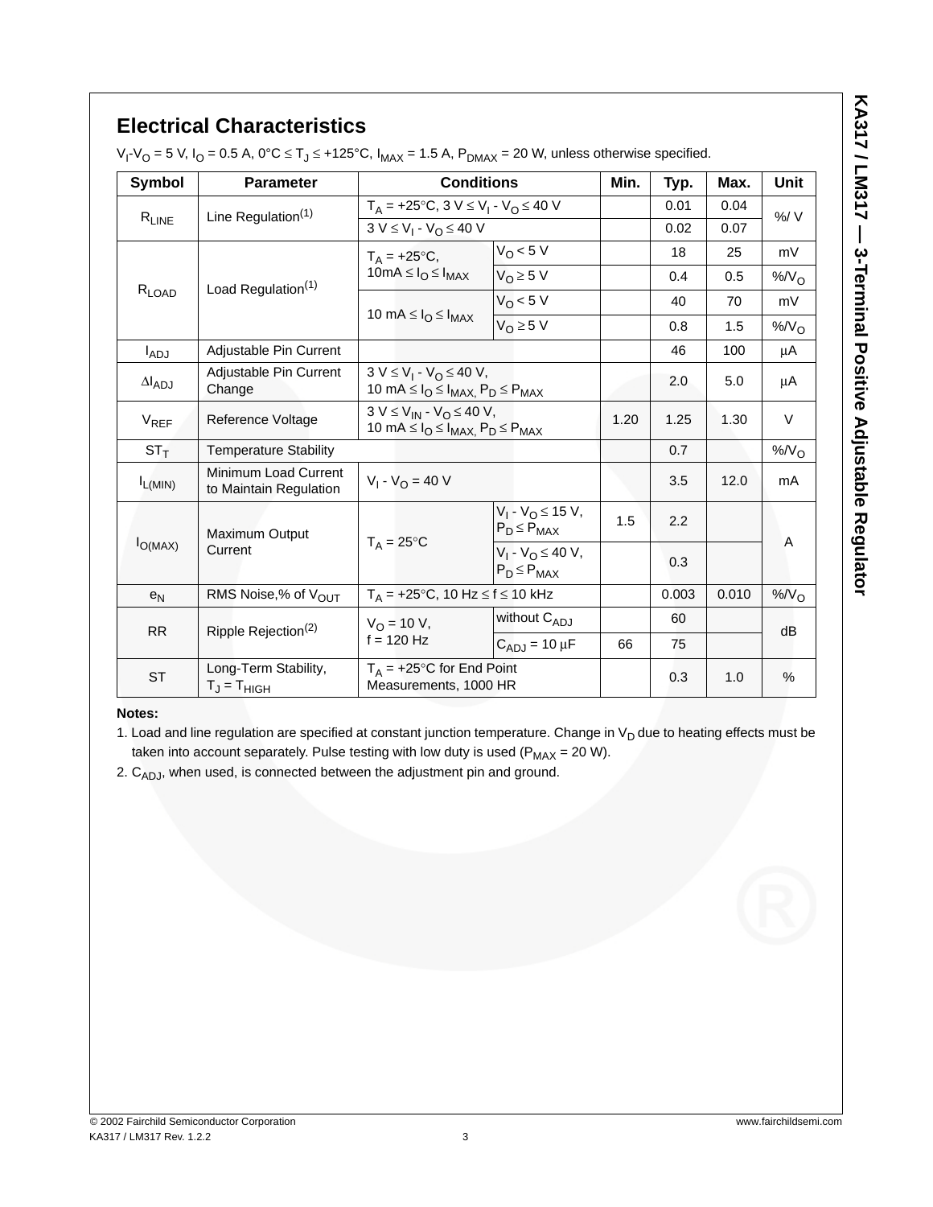## Electrical Characteristics

$V_I$-$V_O$ = 5 V, $I_O$ = 0.5 A, 0°C ≤ $T_J$ ≤ +125°C, $I_{MAX}$ = 1.5 A, $P_{DMAX}$ = 20 W, unless otherwise specified.

| Symbol | Parameter | Conditions | | Min. | Typ. | Max. | Unit |
|---|---|---|---|---|---|---|---|
| $R_{LINE}$ | Line Regulation[1] | $T_A$ = +25°C, 3 V ≤ $V_I$ - $V_O$ ≤ 40 V | | | 0.01 | 0.04 | %/ V |
| | | 3 V ≤ $V_I$ - $V_O$ ≤ 40 V | | | 0.02 | 0.07 | |
| $R_{LOAD}$ | Load Regulation[1] | $T_A$ = +25°C, 10mA ≤ $I_O$ ≤ $I_{MAX}$ | $V_O$ < 5 V | | 18 | 25 | mV |
| | | | $V_O$ ≥ 5 V | | 0.4 | 0.5 | %/$V_O$ |
| | | 10 mA ≤ $I_O$ ≤ $I_{MAX}$ | $V_O$ < 5 V | | 40 | 70 | mV |
| | | | $V_O$ ≥ 5 V | | 0.8 | 1.5 | %/$V_O$ |
| $I_{ADJ}$ | Adjustable Pin Current | | | | 46 | 100 | μA |
| $\Delta I_{ADJ}$ | Adjustable Pin Current Change | 3 V ≤ $V_I$ - $V_O$ ≤ 40 V, 10 mA ≤ $I_O$ ≤ $I_{MAX}$, $P_D$ ≤ $P_{MAX}$ | | | 2.0 | 5.0 | μA |
| $V_{REF}$ | Reference Voltage | 3 V ≤ $V_{IN}$ - $V_O$ ≤ 40 V, 10 mA ≤ $I_O$ ≤ $I_{MAX}$, $P_D$ ≤ $P_{MAX}$ | | 1.20 | 1.25 | 1.30 | V |
| $ST_T$ | Temperature Stability | | | | 0.7 | | %/$V_O$ |
| $I_{L(MIN)}$ | Minimum Load Current to Maintain Regulation | $V_I$ - $V_O$ = 40 V | | | 3.5 | 12.0 | mA |
| $I_{O(MAX)}$ | Maximum Output Current | $T_A$ = 25°C | $V_I$ - $V_O$ ≤ 15 V, $P_D$ ≤ $P_{MAX}$ | 1.5 | 2.2 | | A |
| | | | $V_I$ - $V_O$ ≤ 40 V, $P_D$ ≤ $P_{MAX}$ | | 0.3 | | |
| $e_N$ | RMS Noise,% of $V_{OUT}$ | $T_A$ = +25°C, 10 Hz ≤ f ≤ 10 kHz | | | 0.003 | 0.010 | %/$V_O$ |
| RR | Ripple Rejection[2] | $V_O$ = 10 V, f = 120 Hz | without $C_{ADJ}$ | | 60 | | dB |
| | | | $C_{ADJ}$ = 10 μF | 66 | 75 | | |
| ST | Long-Term Stability, $T_J$ = $T_{HIGH}$ | $T_A$ = +25°C for End Point Measurements, 1000 HR | | | 0.3 | 1.0 | % |

**Notes:**

1. Load and line regulation are specified at constant junction temperature. Change in $V_D$ due to heating effects must be taken into account separately. Pulse testing with low duty is used ($P_{MAX}$ = 20 W).
2. $C_{ADJ}$, when used, is connected between the adjustment pin and ground.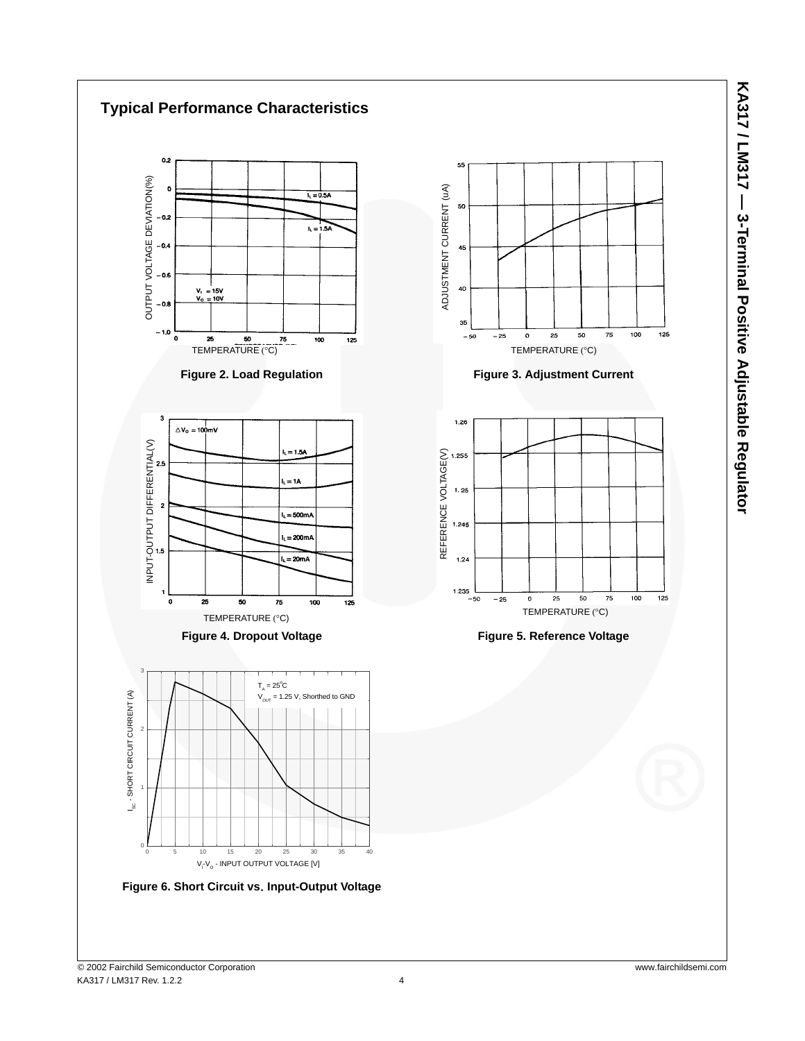## Typical Performance Characteristics

Figure 2. Load Regulation

Figure 3. Adjustment Current

Figure 4. Dropout Voltage

Figure 5. Reference Voltage

Figure 6. Short Circuit vs. Input-Output Voltage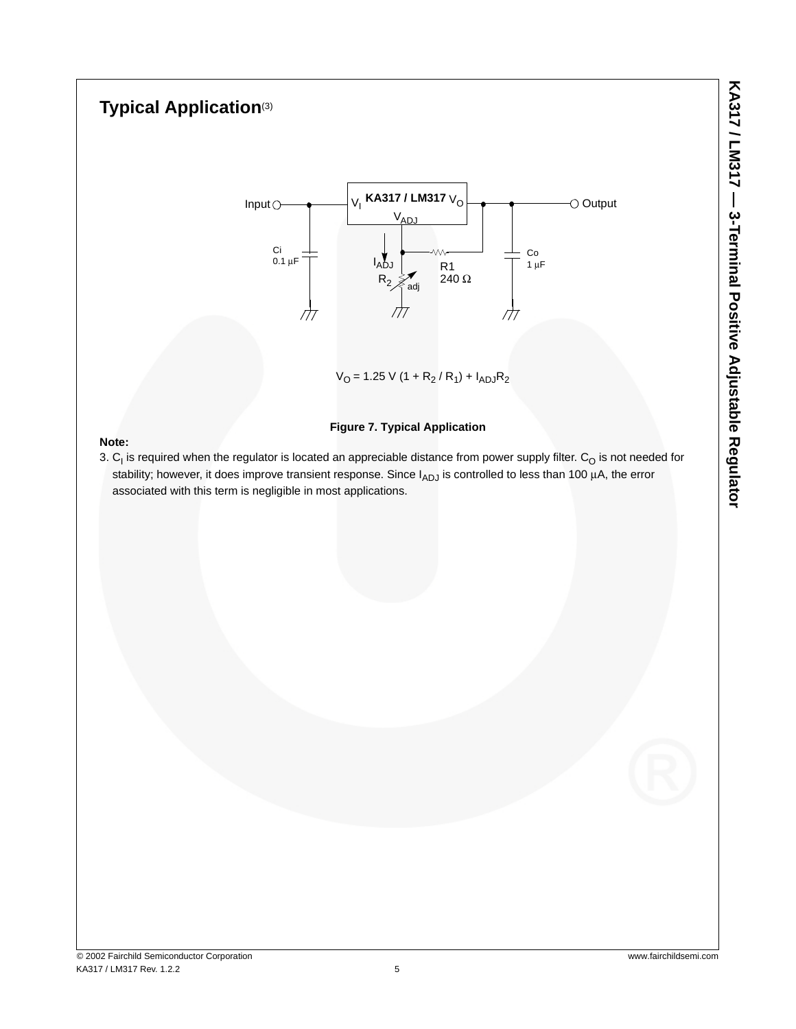## Typical Application(3)

$$V_O = 1.25\ V\ (1 + R_2 / R_1) + I_{ADJ}R_2$$

**Figure 7. Typical Application**

**Note:**

3. $C_I$ is required when the regulator is located an appreciable distance from power supply filter. $C_O$ is not needed for stability; however, it does improve transient response. Since $I_{ADJ}$ is controlled to less than 100 μA, the error associated with this term is negligible in most applications.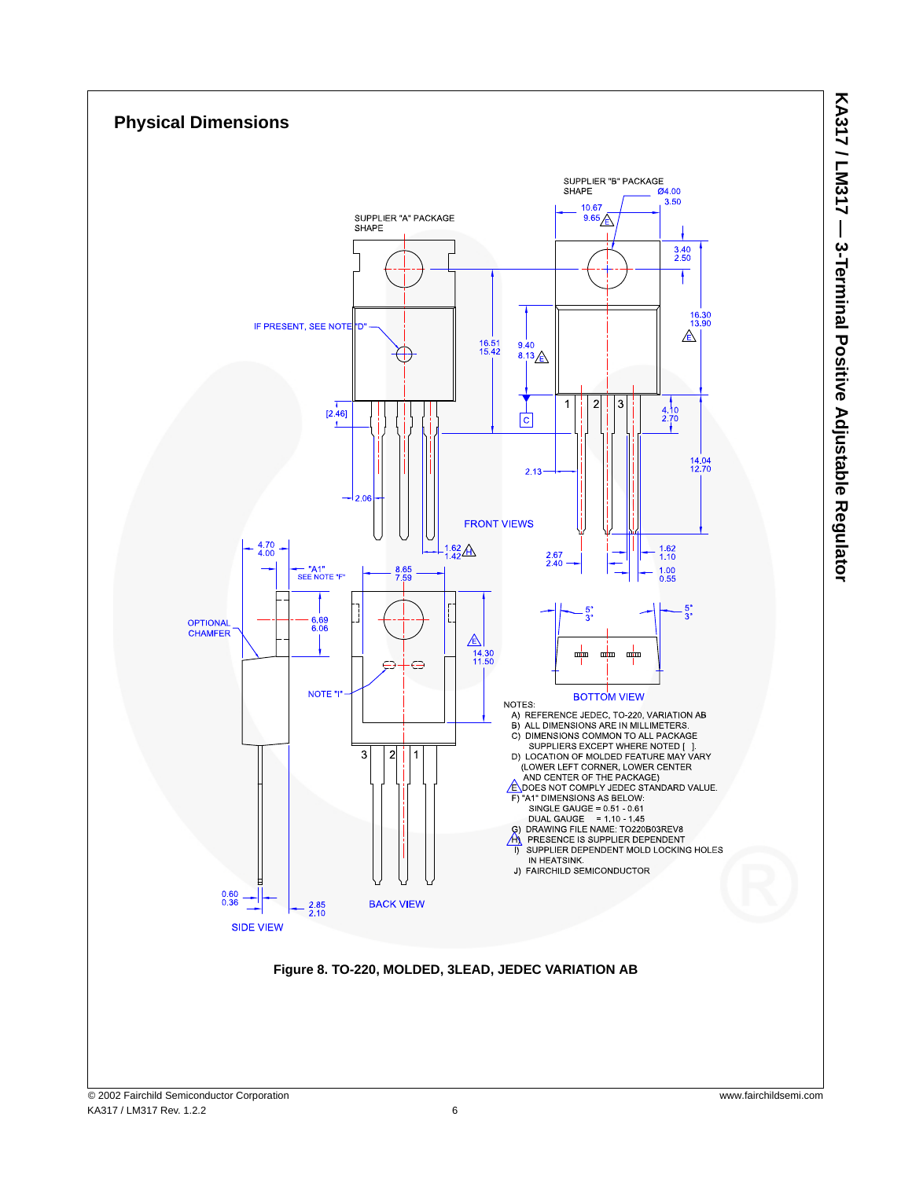## Physical Dimensions

NOTES:

A) REFERENCE JEDEC, TO-220, VARIATION AB
B) ALL DIMENSIONS ARE IN MILLIMETERS.
C) DIMENSIONS COMMON TO ALL PACKAGE SUPPLIERS EXCEPT WHERE NOTED [ ].
D) LOCATION OF MOLDED FEATURE MAY VARY (LOWER LEFT CORNER, LOWER CENTER AND CENTER OF THE PACKAGE)
E) DOES NOT COMPLY JEDEC STANDARD VALUE.
F) "A1" DIMENSIONS AS BELOW:
SINGLE GAUGE = 0.51 - 0.61
DUAL GAUGE = 1.10 - 1.45
G) DRAWING FILE NAME: TO220B03REV8
H) PRESENCE IS SUPPLIER DEPENDENT
I) SUPPLIER DEPENDENT MOLD LOCKING HOLES IN HEATSINK.
J) FAIRCHILD SEMICONDUCTOR

**Figure 8. TO-220, MOLDED, 3LEAD, JEDEC VARIATION AB**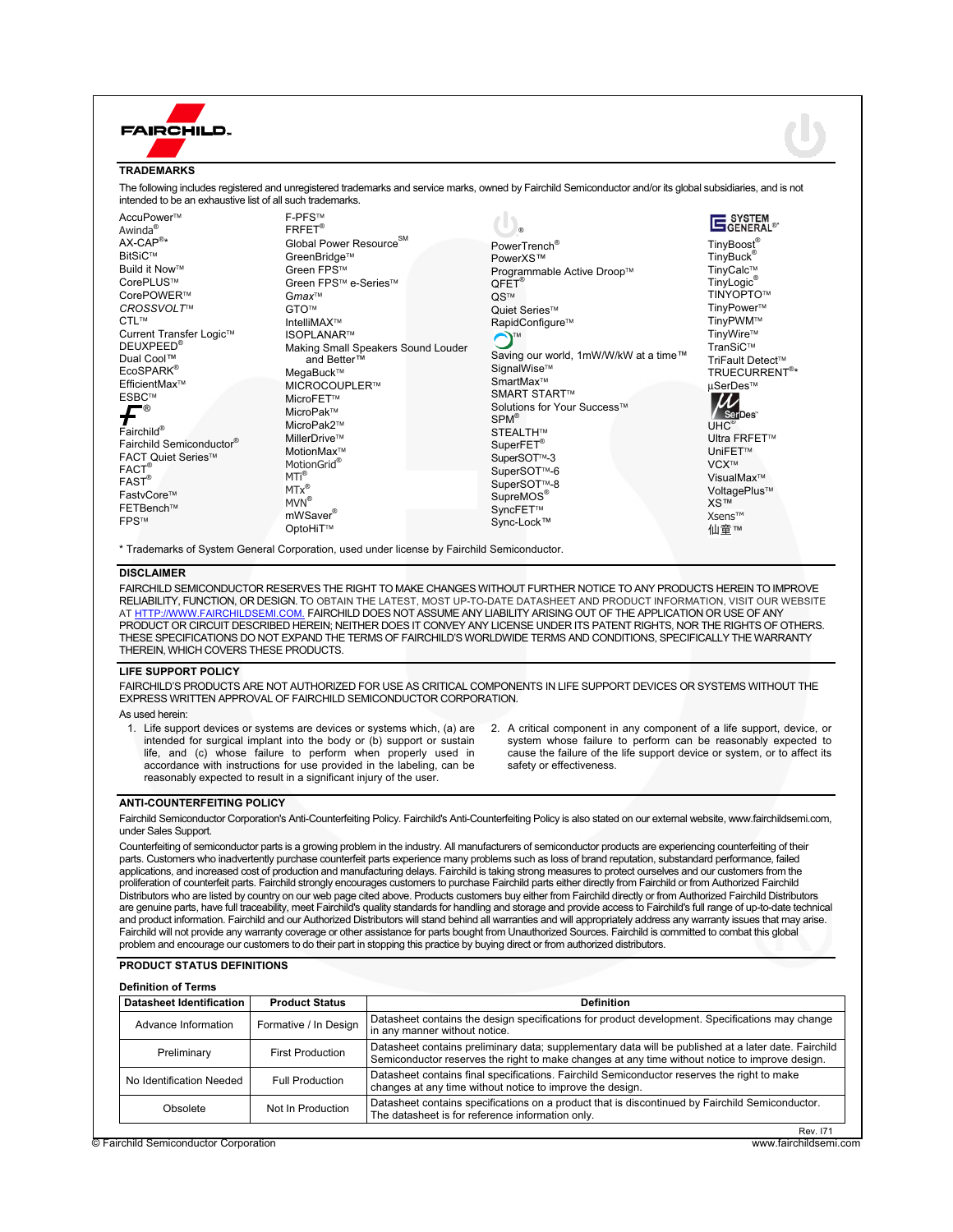## TRADEMARKS

The following includes registered and unregistered trademarks and service marks, owned by Fairchild Semiconductor and/or its global subsidiaries, and is not intended to be an exhaustive list of all such trademarks.

AccuPower™
Awinda®
AX-CAP®*
BitSiC™
Build it Now™
CorePLUS™
CorePOWER™
*CROSSVOLT*™
CTL™
Current Transfer Logic™
DEUXPEED®
Dual Cool™
EcoSPARK®
EfficientMax™
ESBC™
®
Fairchild®
Fairchild Semiconductor®
FACT Quiet Series™
FACT®
FAST®
FastvCore™
FETBench™
FPS™

F-PFS™
FRFET®
Global Power Resource℠
GreenBridge™
Green FPS™
Green FPS™ e-Series™
*Gmax*™
GTO™
IntelliMAX™
ISOPLANAR™
Making Small Speakers Sound Louder and Better™
MegaBuck™
MICROCOUPLER™
MicroFET™
MicroPak™
MicroPak2™
MillerDrive™
MotionMax™
MotionGrid®
MTi®
MTx®
MVN®
mWSaver®
OptoHiT™

®
PowerTrench®
PowerXS™
Programmable Active Droop™
QFET®
QS™
Quiet Series™
RapidConfigure™
™
Saving our world, 1mW/W/kW at a time™
SignalWise™
SmartMax™
SMART START™
Solutions for Your Success™
SPM®
STEALTH™
SuperFET®
SuperSOT™-3
SuperSOT™-6
SuperSOT™-8
SupreMOS®
SyncFET™
Sync-Lock™

SYSTEM GENERAL®*
TinyBoost®
TinyBuck®
TinyCalc™
TinyLogic®
TINYOPTO™
TinyPower™
TinyPWM™
TinyWire™
TranSiC™
TriFault Detect™
TRUECURRENT®*
μSerDes™
SerDes™
UHC®
Ultra FRFET™
UniFET™
VCX™
VisualMax™
VoltagePlus™
XS™
Xsens™
仙童™

\* Trademarks of System General Corporation, used under license by Fairchild Semiconductor.

## DISCLAIMER

FAIRCHILD SEMICONDUCTOR RESERVES THE RIGHT TO MAKE CHANGES WITHOUT FURTHER NOTICE TO ANY PRODUCTS HEREIN TO IMPROVE RELIABILITY, FUNCTION, OR DESIGN. TO OBTAIN THE LATEST, MOST UP-TO-DATE DATASHEET AND PRODUCT INFORMATION, VISIT OUR WEBSITE AT HTTP://WWW.FAIRCHILDSEMI.COM. FAIRCHILD DOES NOT ASSUME ANY LIABILITY ARISING OUT OF THE APPLICATION OR USE OF ANY PRODUCT OR CIRCUIT DESCRIBED HEREIN; NEITHER DOES IT CONVEY ANY LICENSE UNDER ITS PATENT RIGHTS, NOR THE RIGHTS OF OTHERS. THESE SPECIFICATIONS DO NOT EXPAND THE TERMS OF FAIRCHILD'S WORLDWIDE TERMS AND CONDITIONS, SPECIFICALLY THE WARRANTY THEREIN, WHICH COVERS THESE PRODUCTS.

## LIFE SUPPORT POLICY

FAIRCHILD'S PRODUCTS ARE NOT AUTHORIZED FOR USE AS CRITICAL COMPONENTS IN LIFE SUPPORT DEVICES OR SYSTEMS WITHOUT THE EXPRESS WRITTEN APPROVAL OF FAIRCHILD SEMICONDUCTOR CORPORATION.

As used herein:

1. Life support devices or systems are devices or systems which, (a) are intended for surgical implant into the body or (b) support or sustain life, and (c) whose failure to perform when properly used in accordance with instructions for use provided in the labeling, can be reasonably expected to result in a significant injury of the user.
2. A critical component in any component of a life support, device, or system whose failure to perform can be reasonably expected to cause the failure of the life support device or system, or to affect its safety or effectiveness.

## ANTI-COUNTERFEITING POLICY

Fairchild Semiconductor Corporation's Anti-Counterfeiting Policy. Fairchild's Anti-Counterfeiting Policy is also stated on our external website, www.fairchildsemi.com, under Sales Support.

Counterfeiting of semiconductor parts is a growing problem in the industry. All manufacturers of semiconductor products are experiencing counterfeiting of their parts. Customers who inadvertently purchase counterfeit parts experience many problems such as loss of brand reputation, substandard performance, failed applications, and increased cost of production and manufacturing delays. Fairchild is taking strong measures to protect ourselves and our customers from the proliferation of counterfeit parts. Fairchild strongly encourages customers to purchase Fairchild parts either directly from Fairchild or from Authorized Fairchild Distributors who are listed by country on our web page cited above. Products customers buy either from Fairchild directly or from Authorized Fairchild Distributors are genuine parts, have full traceability, meet Fairchild's quality standards for handling and storage and provide access to Fairchild's full range of up-to-date technical and product information. Fairchild and our Authorized Distributors will stand behind all warranties and will appropriately address any warranty issues that may arise. Fairchild will not provide any warranty coverage or other assistance for parts bought from Unauthorized Sources. Fairchild is committed to combat this global problem and encourage our customers to do their part in stopping this practice by buying direct or from authorized distributors.

## PRODUCT STATUS DEFINITIONS

### Definition of Terms

| Datasheet Identification | Product Status | Definition |
|---|---|---|
| Advance Information | Formative / In Design | Datasheet contains the design specifications for product development. Specifications may change in any manner without notice. |
| Preliminary | First Production | Datasheet contains preliminary data; supplementary data will be published at a later date. Fairchild Semiconductor reserves the right to make changes at any time without notice to improve design. |
| No Identification Needed | Full Production | Datasheet contains final specifications. Fairchild Semiconductor reserves the right to make changes at any time without notice to improve the design. |
| Obsolete | Not In Production | Datasheet contains specifications on a product that is discontinued by Fairchild Semiconductor. The datasheet is for reference information only. |

Rev. I71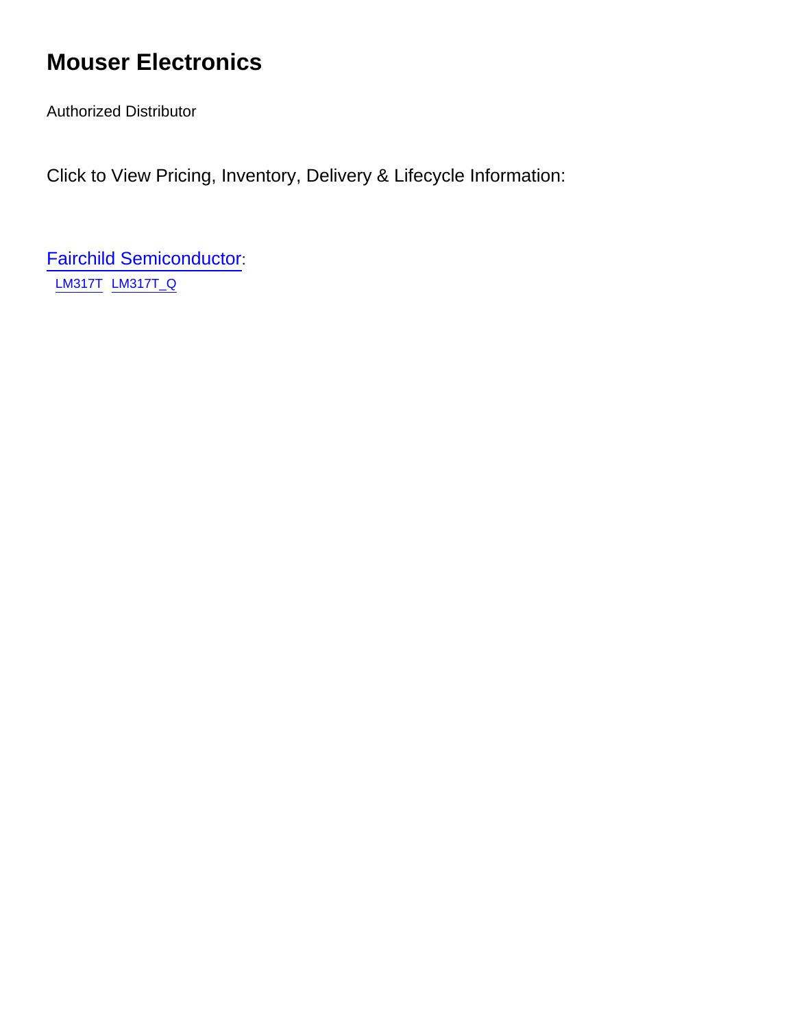# Mouser Electronics

Authorized Distributor

Click to View Pricing, Inventory, Delivery & Lifecycle Information:

Fairchild Semiconductor:

LM317T LM317T_Q